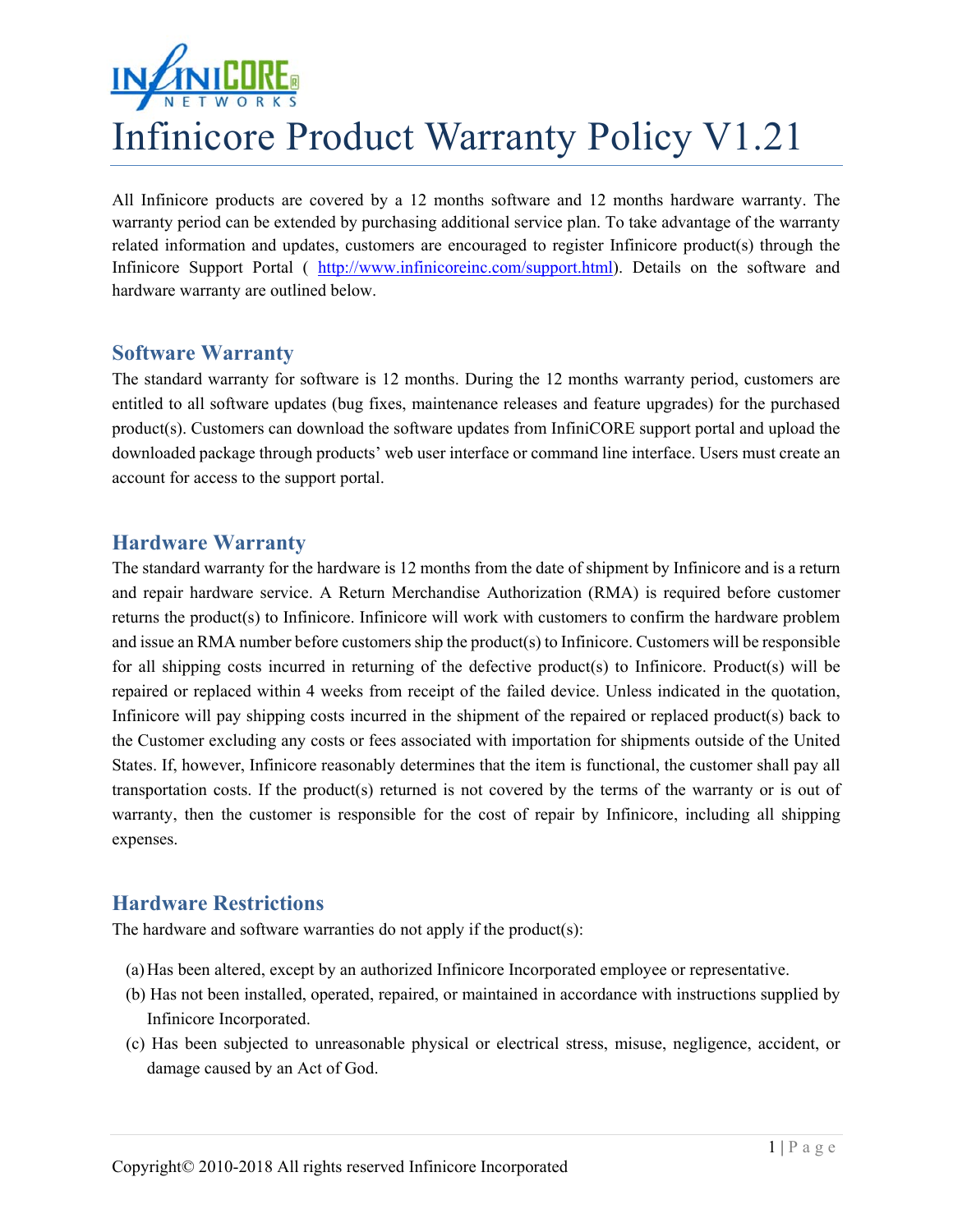# Infinicore Product Warranty Policy V1.21

All Infinicore products are covered by a 12 months software and 12 months hardware warranty. The warranty period can be extended by purchasing additional service plan. To take advantage of the warranty related information and updates, customers are encouraged to register Infinicore product(s) through the Infinicore Support Portal ( http://www.infinicoreinc.com/support.html). Details on the software and hardware warranty are outlined below.

## Software Warranty

The standard warranty for software is 12 months. During the 12 months warranty period, customers are entitled to all software updates (bug fixes, maintenance releases and feature upgrades) for the purchased product(s). Customers can download the software updates from InfiniCORE support portal and upload the downloaded package through products' web user interface or command line interface. Users must create an account for access to the support portal.

## Hardware Warranty

The standard warranty for the hardware is 12 months from the date of shipment by Infinicore and is a return and repair hardware service. A Return Merchandise Authorization (RMA) is required before customer returns the product(s) to Infinicore. Infinicore will work with customers to confirm the hardware problem and issue an RMA number before customers ship the product(s) to Infinicore. Customers will be responsible for all shipping costs incurred in returning of the defective product(s) to Infinicore. Product(s) will be repaired or replaced within 4 weeks from receipt of the failed device. Unless indicated in the quotation, Infinicore will pay shipping costs incurred in the shipment of the repaired or replaced product(s) back to the Customer excluding any costs or fees associated with importation for shipments outside of the United States. If, however, Infinicore reasonably determines that the item is functional, the customer shall pay all transportation costs. If the product(s) returned is not covered by the terms of the warranty or is out of warranty, then the customer is responsible for the cost of repair by Infinicore, including all shipping expenses.

## Hardware Restrictions

The hardware and software warranties do not apply if the product(s):

(a) Has been altered, except by an authorized Infinicore Incorporated employee or representative.
(b) Has not been installed, operated, repaired, or maintained in accordance with instructions supplied by Infinicore Incorporated.
(c) Has been subjected to unreasonable physical or electrical stress, misuse, negligence, accident, or damage caused by an Act of God.

Copyright© 2010-2018 All rights reserved Infinicore Incorporated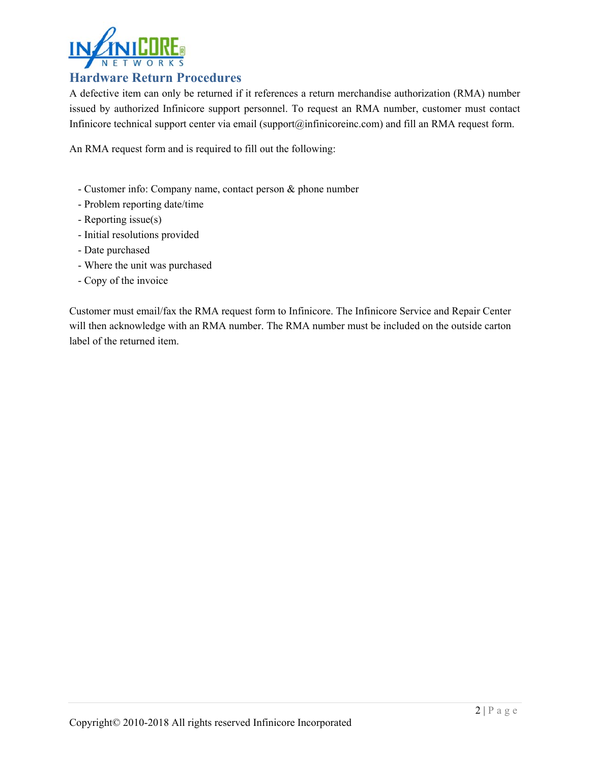## Hardware Return Procedures

A defective item can only be returned if it references a return merchandise authorization (RMA) number issued by authorized Infinicore support personnel. To request an RMA number, customer must contact Infinicore technical support center via email (support@infinicoreinc.com) and fill an RMA request form.

An RMA request form and is required to fill out the following:

- Customer info: Company name, contact person & phone number
- Problem reporting date/time
- Reporting issue(s)
- Initial resolutions provided
- Date purchased
- Where the unit was purchased
- Copy of the invoice

Customer must email/fax the RMA request form to Infinicore. The Infinicore Service and Repair Center will then acknowledge with an RMA number. The RMA number must be included on the outside carton label of the returned item.